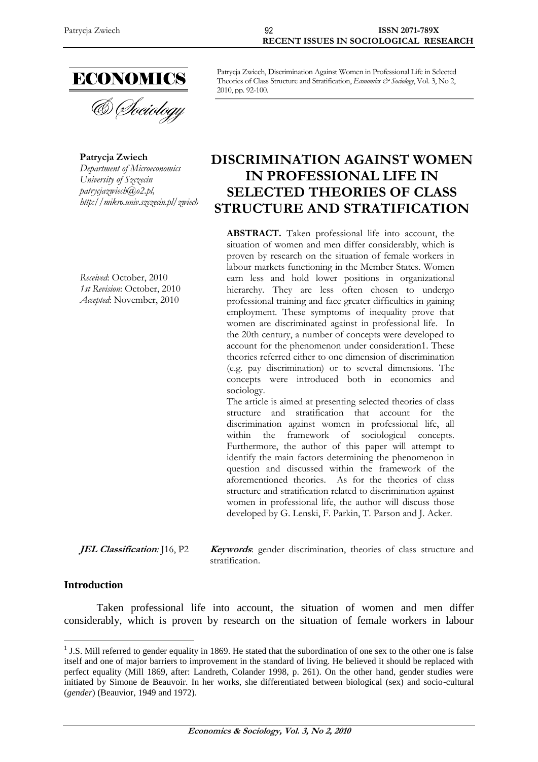Patrycja Zwiech, Discrimination Against Women in Professional Life in Selected Theories of Class Structure and Stratification, *Economics & Sociology*, Vol. 3, No 2, 2010, pp. 92-100.

**Patrycja Zwiech**
*Department of Microeconomics*
*University of Szczecin*
*patrycjazwiech@o2.pl,*
*http://mikro.univ.szczecin.pl/zwiech*

*Received*: October, 2010
*1st Revision*: October, 2010
*Accepted*: November, 2010

# DISCRIMINATION AGAINST WOMEN IN PROFESSIONAL LIFE IN SELECTED THEORIES OF CLASS STRUCTURE AND STRATIFICATION

**ABSTRACT.** Taken professional life into account, the situation of women and men differ considerably, which is proven by research on the situation of female workers in labour markets functioning in the Member States. Women earn less and hold lower positions in organizational hierarchy. They are less often chosen to undergo professional training and face greater difficulties in gaining employment. These symptoms of inequality prove that women are discriminated against in professional life. In the 20th century, a number of concepts were developed to account for the phenomenon under consideration1. These theories referred either to one dimension of discrimination (e.g. pay discrimination) or to several dimensions. The concepts were introduced both in economics and sociology.

The article is aimed at presenting selected theories of class structure and stratification that account for the discrimination against women in professional life, all within the framework of sociological concepts. Furthermore, the author of this paper will attempt to identify the main factors determining the phenomenon in question and discussed within the framework of the aforementioned theories. As for the theories of class structure and stratification related to discrimination against women in professional life, the author will discuss those developed by G. Lenski, F. Parkin, T. Parson and J. Acker.

***JEL Classification:*** J16, P2

***Keywords***: gender discrimination, theories of class structure and stratification.

## Introduction

Taken professional life into account, the situation of women and men differ considerably, which is proven by research on the situation of female workers in labour

[1] J.S. Mill referred to gender equality in 1869. He stated that the subordination of one sex to the other one is false itself and one of major barriers to improvement in the standard of living. He believed it should be replaced with perfect equality (Mill 1869, after: Landreth, Colander 1998, p. 261). On the other hand, gender studies were initiated by Simone de Beauvoir. In her works, she differentiated between biological (sex) and socio-cultural (*gender*) (Beauvior, 1949 and 1972).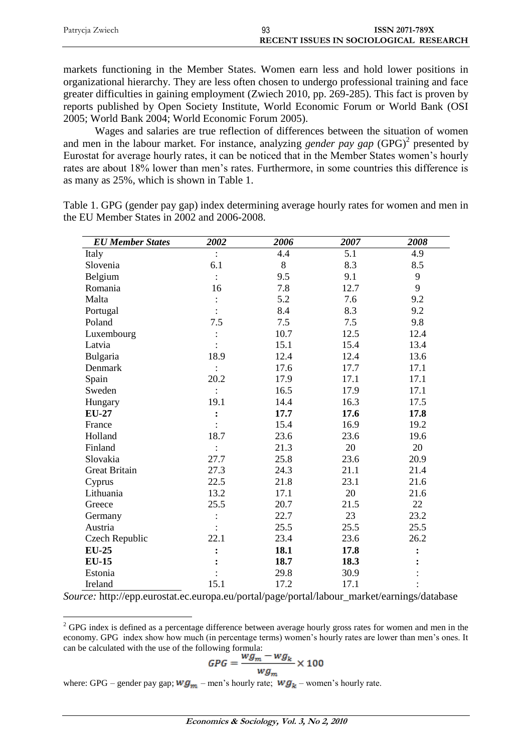markets functioning in the Member States. Women earn less and hold lower positions in organizational hierarchy. They are less often chosen to undergo professional training and face greater difficulties in gaining employment (Zwiech 2010, pp. 269-285). This fact is proven by reports published by Open Society Institute, World Economic Forum or World Bank (OSI 2005; World Bank 2004; World Economic Forum 2005).

Wages and salaries are true reflection of differences between the situation of women and men in the labour market. For instance, analyzing *gender pay gap* (GPG)[2] presented by Eurostat for average hourly rates, it can be noticed that in the Member States women's hourly rates are about 18% lower than men's rates. Furthermore, in some countries this difference is as many as 25%, which is shown in Table 1.

Table 1. GPG (gender pay gap) index determining average hourly rates for women and men in the EU Member States in 2002 and 2006-2008.

| *EU Member States* | *2002* | *2006* | *2007* | *2008* |
|---|---|---|---|---|
| Italy | : | 4.4 | 5.1 | 4.9 |
| Slovenia | 6.1 | 8 | 8.3 | 8.5 |
| Belgium | : | 9.5 | 9.1 | 9 |
| Romania | 16 | 7.8 | 12.7 | 9 |
| Malta | : | 5.2 | 7.6 | 9.2 |
| Portugal | : | 8.4 | 8.3 | 9.2 |
| Poland | 7.5 | 7.5 | 7.5 | 9.8 |
| Luxembourg | : | 10.7 | 12.5 | 12.4 |
| Latvia | : | 15.1 | 15.4 | 13.4 |
| Bulgaria | 18.9 | 12.4 | 12.4 | 13.6 |
| Denmark | : | 17.6 | 17.7 | 17.1 |
| Spain | 20.2 | 17.9 | 17.1 | 17.1 |
| Sweden | : | 16.5 | 17.9 | 17.1 |
| Hungary | 19.1 | 14.4 | 16.3 | 17.5 |
| **EU-27** | **:** | **17.7** | **17.6** | **17.8** |
| France | : | 15.4 | 16.9 | 19.2 |
| Holland | 18.7 | 23.6 | 23.6 | 19.6 |
| Finland | : | 21.3 | 20 | 20 |
| Slovakia | 27.7 | 25.8 | 23.6 | 20.9 |
| Great Britain | 27.3 | 24.3 | 21.1 | 21.4 |
| Cyprus | 22.5 | 21.8 | 23.1 | 21.6 |
| Lithuania | 13.2 | 17.1 | 20 | 21.6 |
| Greece | 25.5 | 20.7 | 21.5 | 22 |
| Germany | : | 22.7 | 23 | 23.2 |
| Austria | : | 25.5 | 25.5 | 25.5 |
| Czech Republic | 22.1 | 23.4 | 23.6 | 26.2 |
| **EU-25** | **:** | **18.1** | **17.8** | **:** |
| **EU-15** | **:** | **18.7** | **18.3** | **:** |
| Estonia | : | 29.8 | 30.9 | : |
| Ireland | 15.1 | 17.2 | 17.1 | : |

*Source:* http://epp.eurostat.ec.europa.eu/portal/page/portal/labour_market/earnings/database

[2] GPG index is defined as a percentage difference between average hourly gross rates for women and men in the economy. GPG index show how much (in percentage terms) women's hourly rates are lower than men's ones. It can be calculated with the use of the following formula:

$$GPG = \frac{wg_m - wg_k}{wg_m} \times 100$$

where: GPG – gender pay gap; $wg_m$ – men's hourly rate; $wg_k$ – women's hourly rate.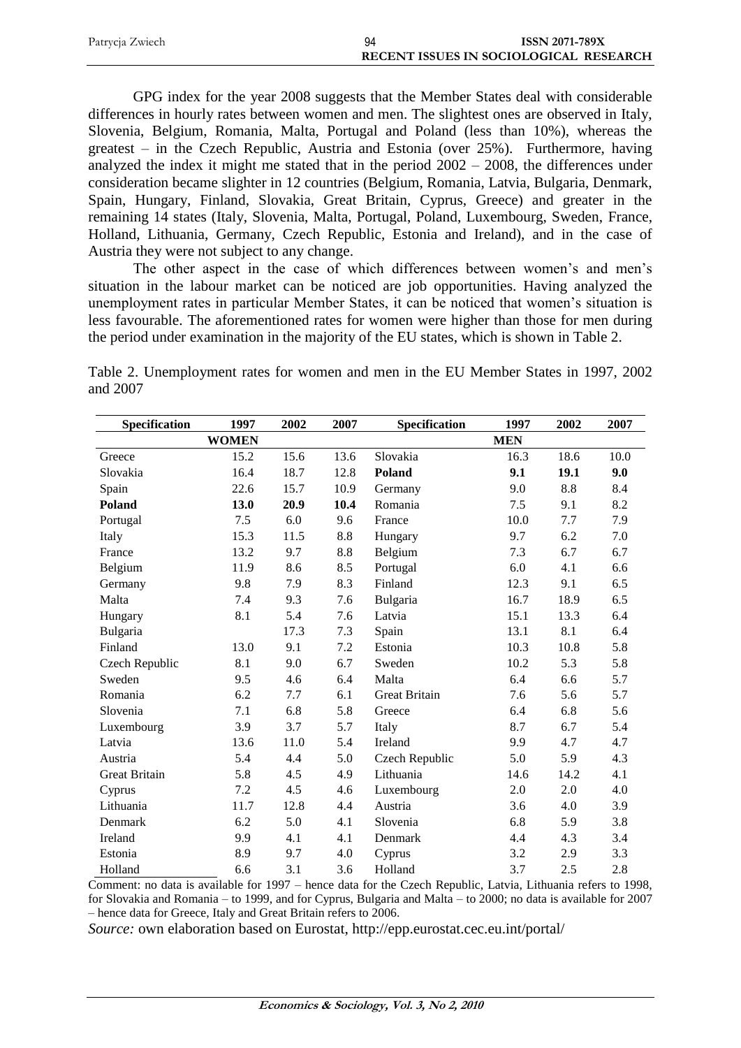GPG index for the year 2008 suggests that the Member States deal with considerable differences in hourly rates between women and men. The slightest ones are observed in Italy, Slovenia, Belgium, Romania, Malta, Portugal and Poland (less than 10%), whereas the greatest – in the Czech Republic, Austria and Estonia (over 25%). Furthermore, having analyzed the index it might me stated that in the period 2002 – 2008, the differences under consideration became slighter in 12 countries (Belgium, Romania, Latvia, Bulgaria, Denmark, Spain, Hungary, Finland, Slovakia, Great Britain, Cyprus, Greece) and greater in the remaining 14 states (Italy, Slovenia, Malta, Portugal, Poland, Luxembourg, Sweden, France, Holland, Lithuania, Germany, Czech Republic, Estonia and Ireland), and in the case of Austria they were not subject to any change.

The other aspect in the case of which differences between women's and men's situation in the labour market can be noticed are job opportunities. Having analyzed the unemployment rates in particular Member States, it can be noticed that women's situation is less favourable. The aforementioned rates for women were higher than those for men during the period under examination in the majority of the EU states, which is shown in Table 2.

Table 2. Unemployment rates for women and men in the EU Member States in 1997, 2002 and 2007

| Specification | 1997 | 2002 | 2007 | Specification | 1997 | 2002 | 2007 |
|---|---|---|---|---|---|---|---|
| | **WOMEN** | | | | **MEN** | | |
| Greece | 15.2 | 15.6 | 13.6 | Slovakia | 16.3 | 18.6 | 10.0 |
| Slovakia | 16.4 | 18.7 | 12.8 | **Poland** | **9.1** | **19.1** | **9.0** |
| Spain | 22.6 | 15.7 | 10.9 | Germany | 9.0 | 8.8 | 8.4 |
| **Poland** | **13.0** | **20.9** | **10.4** | Romania | 7.5 | 9.1 | 8.2 |
| Portugal | 7.5 | 6.0 | 9.6 | France | 10.0 | 7.7 | 7.9 |
| Italy | 15.3 | 11.5 | 8.8 | Hungary | 9.7 | 6.2 | 7.0 |
| France | 13.2 | 9.7 | 8.8 | Belgium | 7.3 | 6.7 | 6.7 |
| Belgium | 11.9 | 8.6 | 8.5 | Portugal | 6.0 | 4.1 | 6.6 |
| Germany | 9.8 | 7.9 | 8.3 | Finland | 12.3 | 9.1 | 6.5 |
| Malta | 7.4 | 9.3 | 7.6 | Bulgaria | 16.7 | 18.9 | 6.5 |
| Hungary | 8.1 | 5.4 | 7.6 | Latvia | 15.1 | 13.3 | 6.4 |
| Bulgaria | | 17.3 | 7.3 | Spain | 13.1 | 8.1 | 6.4 |
| Finland | 13.0 | 9.1 | 7.2 | Estonia | 10.3 | 10.8 | 5.8 |
| Czech Republic | 8.1 | 9.0 | 6.7 | Sweden | 10.2 | 5.3 | 5.8 |
| Sweden | 9.5 | 4.6 | 6.4 | Malta | 6.4 | 6.6 | 5.7 |
| Romania | 6.2 | 7.7 | 6.1 | Great Britain | 7.6 | 5.6 | 5.7 |
| Slovenia | 7.1 | 6.8 | 5.8 | Greece | 6.4 | 6.8 | 5.6 |
| Luxembourg | 3.9 | 3.7 | 5.7 | Italy | 8.7 | 6.7 | 5.4 |
| Latvia | 13.6 | 11.0 | 5.4 | Ireland | 9.9 | 4.7 | 4.7 |
| Austria | 5.4 | 4.4 | 5.0 | Czech Republic | 5.0 | 5.9 | 4.3 |
| Great Britain | 5.8 | 4.5 | 4.9 | Lithuania | 14.6 | 14.2 | 4.1 |
| Cyprus | 7.2 | 4.5 | 4.6 | Luxembourg | 2.0 | 2.0 | 4.0 |
| Lithuania | 11.7 | 12.8 | 4.4 | Austria | 3.6 | 4.0 | 3.9 |
| Denmark | 6.2 | 5.0 | 4.1 | Slovenia | 6.8 | 5.9 | 3.8 |
| Ireland | 9.9 | 4.1 | 4.1 | Denmark | 4.4 | 4.3 | 3.4 |
| Estonia | 8.9 | 9.7 | 4.0 | Cyprus | 3.2 | 2.9 | 3.3 |
| Holland | 6.6 | 3.1 | 3.6 | Holland | 3.7 | 2.5 | 2.8 |

Comment: no data is available for 1997 – hence data for the Czech Republic, Latvia, Lithuania refers to 1998, for Slovakia and Romania – to 1999, and for Cyprus, Bulgaria and Malta – to 2000; no data is available for 2007 – hence data for Greece, Italy and Great Britain refers to 2006.

*Source:* own elaboration based on Eurostat, http://epp.eurostat.cec.eu.int/portal/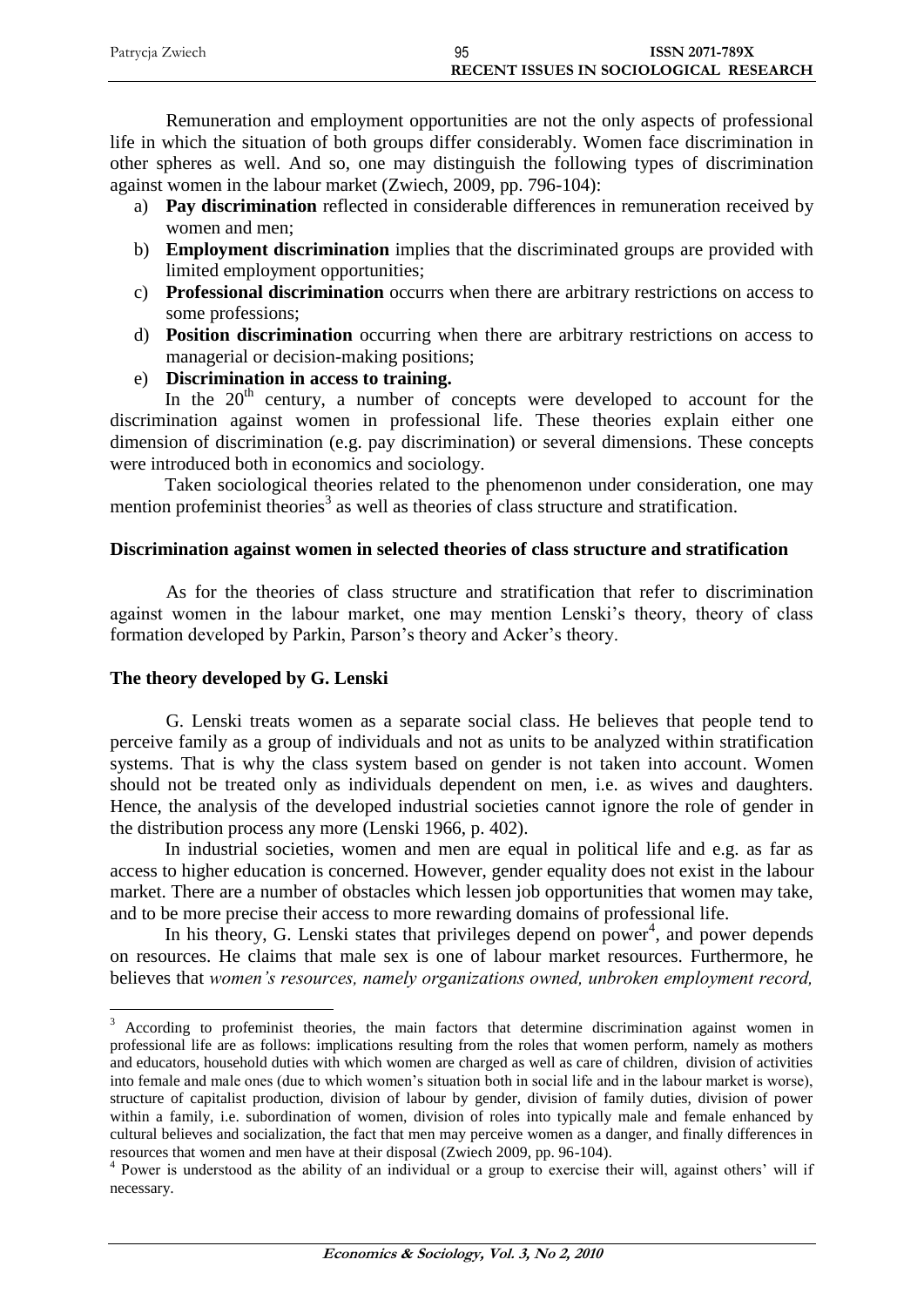Remuneration and employment opportunities are not the only aspects of professional life in which the situation of both groups differ considerably. Women face discrimination in other spheres as well. And so, one may distinguish the following types of discrimination against women in the labour market (Zwiech, 2009, pp. 796-104):

a) **Pay discrimination** reflected in considerable differences in remuneration received by women and men;
b) **Employment discrimination** implies that the discriminated groups are provided with limited employment opportunities;
c) **Professional discrimination** occurrs when there are arbitrary restrictions on access to some professions;
d) **Position discrimination** occurring when there are arbitrary restrictions on access to managerial or decision-making positions;
e) **Discrimination in access to training.**

In the 20th century, a number of concepts were developed to account for the discrimination against women in professional life. These theories explain either one dimension of discrimination (e.g. pay discrimination) or several dimensions. These concepts were introduced both in economics and sociology.

Taken sociological theories related to the phenomenon under consideration, one may mention profeminist theories[3] as well as theories of class structure and stratification.

### Discrimination against women in selected theories of class structure and stratification

As for the theories of class structure and stratification that refer to discrimination against women in the labour market, one may mention Lenski's theory, theory of class formation developed by Parkin, Parson's theory and Acker's theory.

### The theory developed by G. Lenski

G. Lenski treats women as a separate social class. He believes that people tend to perceive family as a group of individuals and not as units to be analyzed within stratification systems. That is why the class system based on gender is not taken into account. Women should not be treated only as individuals dependent on men, i.e. as wives and daughters. Hence, the analysis of the developed industrial societies cannot ignore the role of gender in the distribution process any more (Lenski 1966, p. 402).

In industrial societies, women and men are equal in political life and e.g. as far as access to higher education is concerned. However, gender equality does not exist in the labour market. There are a number of obstacles which lessen job opportunities that women may take, and to be more precise their access to more rewarding domains of professional life.

In his theory, G. Lenski states that privileges depend on power[4], and power depends on resources. He claims that male sex is one of labour market resources. Furthermore, he believes that *women's resources, namely organizations owned, unbroken employment record,*

---

[3] According to profeminist theories, the main factors that determine discrimination against women in professional life are as follows: implications resulting from the roles that women perform, namely as mothers and educators, household duties with which women are charged as well as care of children, division of activities into female and male ones (due to which women's situation both in social life and in the labour market is worse), structure of capitalist production, division of labour by gender, division of family duties, division of power within a family, i.e. subordination of women, division of roles into typically male and female enhanced by cultural believes and socialization, the fact that men may perceive women as a danger, and finally differences in resources that women and men have at their disposal (Zwiech 2009, pp. 96-104).

[4] Power is understood as the ability of an individual or a group to exercise their will, against others' will if necessary.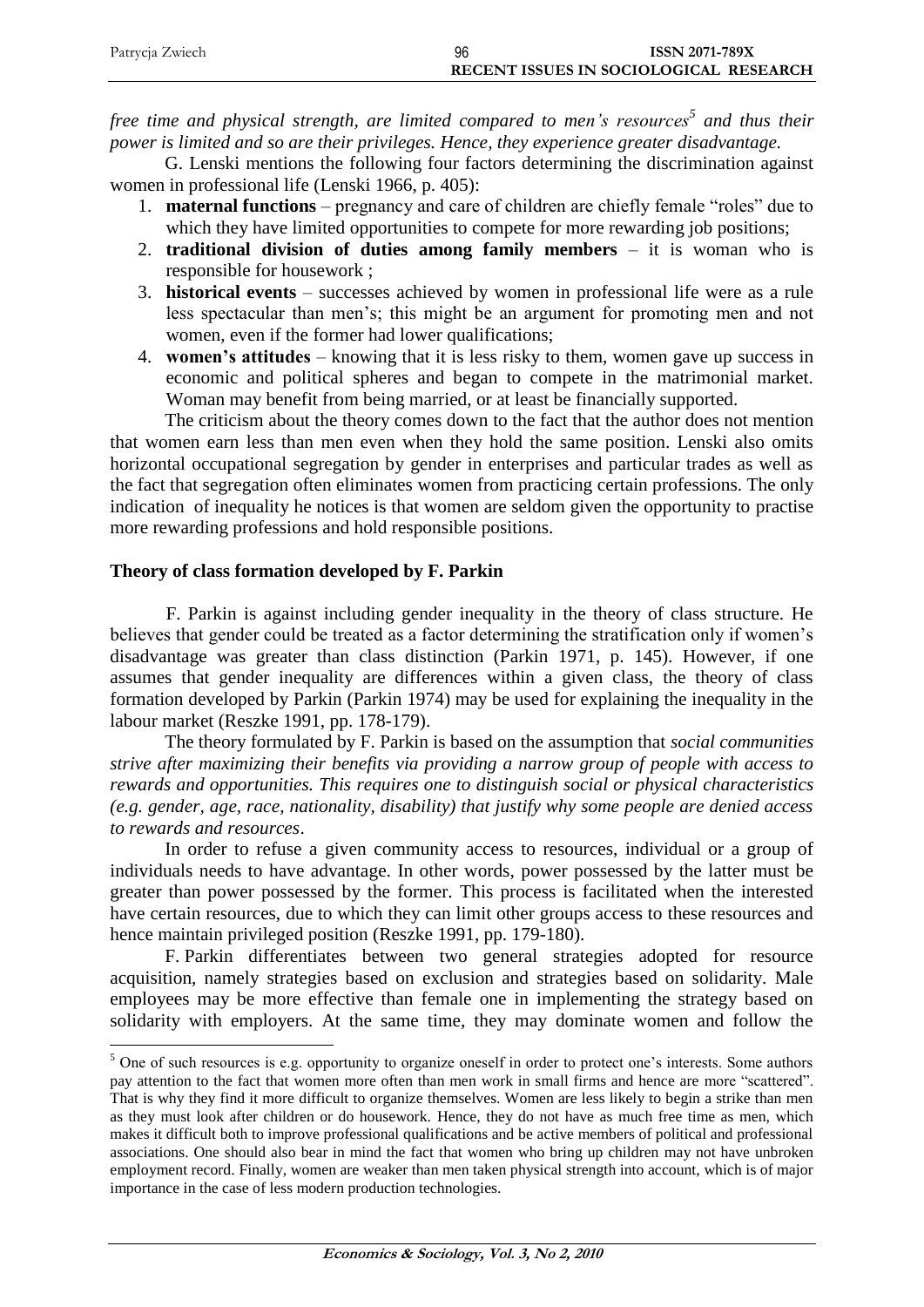*free time and physical strength, are limited compared to men's resources*[5] *and thus their power is limited and so are their privileges. Hence, they experience greater disadvantage.*

G. Lenski mentions the following four factors determining the discrimination against women in professional life (Lenski 1966, p. 405):

1. **maternal functions** – pregnancy and care of children are chiefly female "roles" due to which they have limited opportunities to compete for more rewarding job positions;
2. **traditional division of duties among family members** – it is woman who is responsible for housework ;
3. **historical events** – successes achieved by women in professional life were as a rule less spectacular than men's; this might be an argument for promoting men and not women, even if the former had lower qualifications;
4. **women's attitudes** – knowing that it is less risky to them, women gave up success in economic and political spheres and began to compete in the matrimonial market. Woman may benefit from being married, or at least be financially supported.

The criticism about the theory comes down to the fact that the author does not mention that women earn less than men even when they hold the same position. Lenski also omits horizontal occupational segregation by gender in enterprises and particular trades as well as the fact that segregation often eliminates women from practicing certain professions. The only indication of inequality he notices is that women are seldom given the opportunity to practise more rewarding professions and hold responsible positions.

## Theory of class formation developed by F. Parkin

F. Parkin is against including gender inequality in the theory of class structure. He believes that gender could be treated as a factor determining the stratification only if women's disadvantage was greater than class distinction (Parkin 1971, p. 145). However, if one assumes that gender inequality are differences within a given class, the theory of class formation developed by Parkin (Parkin 1974) may be used for explaining the inequality in the labour market (Reszke 1991, pp. 178-179).

The theory formulated by F. Parkin is based on the assumption that *social communities strive after maximizing their benefits via providing a narrow group of people with access to rewards and opportunities. This requires one to distinguish social or physical characteristics (e.g. gender, age, race, nationality, disability) that justify why some people are denied access to rewards and resources*.

In order to refuse a given community access to resources, individual or a group of individuals needs to have advantage. In other words, power possessed by the latter must be greater than power possessed by the former. This process is facilitated when the interested have certain resources, due to which they can limit other groups access to these resources and hence maintain privileged position (Reszke 1991, pp. 179-180).

F. Parkin differentiates between two general strategies adopted for resource acquisition, namely strategies based on exclusion and strategies based on solidarity. Male employees may be more effective than female one in implementing the strategy based on solidarity with employers. At the same time, they may dominate women and follow the

---

[5] One of such resources is e.g. opportunity to organize oneself in order to protect one's interests. Some authors pay attention to the fact that women more often than men work in small firms and hence are more "scattered". That is why they find it more difficult to organize themselves. Women are less likely to begin a strike than men as they must look after children or do housework. Hence, they do not have as much free time as men, which makes it difficult both to improve professional qualifications and be active members of political and professional associations. One should also bear in mind the fact that women who bring up children may not have unbroken employment record. Finally, women are weaker than men taken physical strength into account, which is of major importance in the case of less modern production technologies.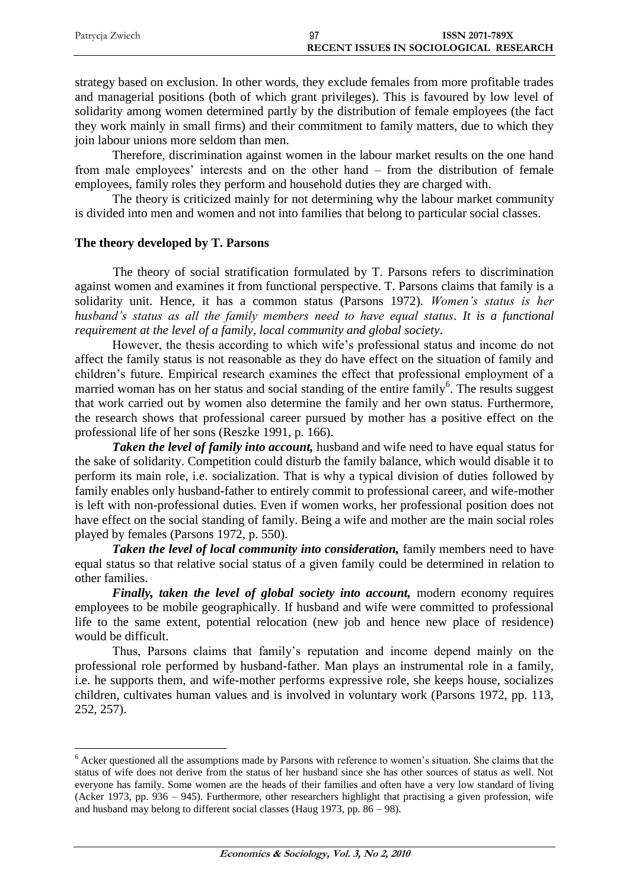strategy based on exclusion. In other words, they exclude females from more profitable trades and managerial positions (both of which grant privileges). This is favoured by low level of solidarity among women determined partly by the distribution of female employees (the fact they work mainly in small firms) and their commitment to family matters, due to which they join labour unions more seldom than men.

Therefore, discrimination against women in the labour market results on the one hand from male employees' interests and on the other hand – from the distribution of female employees, family roles they perform and household duties they are charged with.

The theory is criticized mainly for not determining why the labour market community is divided into men and women and not into families that belong to particular social classes.

## The theory developed by T. Parsons

The theory of social stratification formulated by T. Parsons refers to discrimination against women and examines it from functional perspective. T. Parsons claims that family is a solidarity unit. Hence, it has a common status (Parsons 1972). *Women's status is her husband's status as all the family members need to have equal status. It is a functional requirement at the level of a family, local community and global society*.

However, the thesis according to which wife's professional status and income do not affect the family status is not reasonable as they do have effect on the situation of family and children's future. Empirical research examines the effect that professional employment of a married woman has on her status and social standing of the entire family[6]. The results suggest that work carried out by women also determine the family and her own status. Furthermore, the research shows that professional career pursued by mother has a positive effect on the professional life of her sons (Reszke 1991, p. 166).

***Taken the level of family into account,*** husband and wife need to have equal status for the sake of solidarity. Competition could disturb the family balance, which would disable it to perform its main role, i.e. socialization. That is why a typical division of duties followed by family enables only husband-father to entirely commit to professional career, and wife-mother is left with non-professional duties. Even if women works, her professional position does not have effect on the social standing of family. Being a wife and mother are the main social roles played by females (Parsons 1972, p. 550).

***Taken the level of local community into consideration,*** family members need to have equal status so that relative social status of a given family could be determined in relation to other families.

***Finally, taken the level of global society into account,*** modern economy requires employees to be mobile geographically. If husband and wife were committed to professional life to the same extent, potential relocation (new job and hence new place of residence) would be difficult.

Thus, Parsons claims that family's reputation and income depend mainly on the professional role performed by husband-father. Man plays an instrumental role in a family, i.e. he supports them, and wife-mother performs expressive role, she keeps house, socializes children, cultivates human values and is involved in voluntary work (Parsons 1972, pp. 113, 252, 257).

---

[6] Acker questioned all the assumptions made by Parsons with reference to women's situation. She claims that the status of wife does not derive from the status of her husband since she has other sources of status as well. Not everyone has family. Some women are the heads of their families and often have a very low standard of living (Acker 1973, pp. 936 – 945). Furthermore, other researchers highlight that practising a given profession, wife and husband may belong to different social classes (Haug 1973, pp. 86 – 98).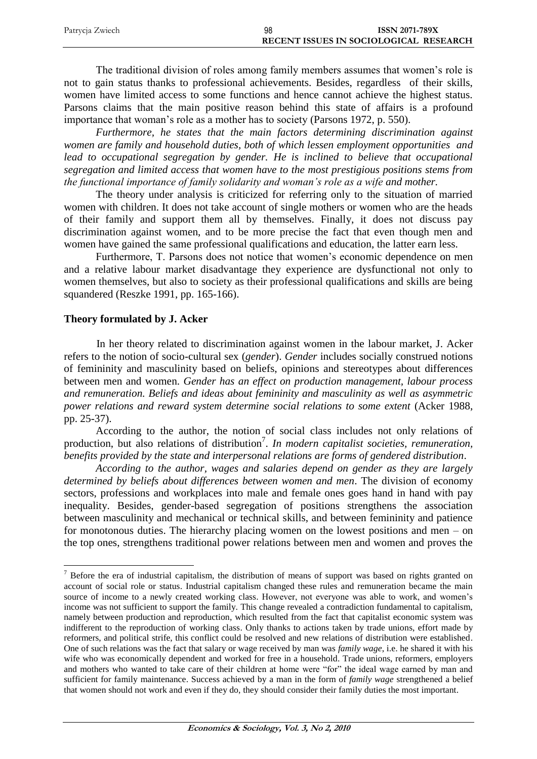The traditional division of roles among family members assumes that women's role is not to gain status thanks to professional achievements. Besides, regardless of their skills, women have limited access to some functions and hence cannot achieve the highest status. Parsons claims that the main positive reason behind this state of affairs is a profound importance that woman's role as a mother has to society (Parsons 1972, p. 550).

*Furthermore, he states that the main factors determining discrimination against women are family and household duties, both of which lessen employment opportunities and lead to occupational segregation by gender. He is inclined to believe that occupational segregation and limited access that women have to the most prestigious positions stems from the functional importance of family solidarity and woman's role as a wife and mother.*

The theory under analysis is criticized for referring only to the situation of married women with children. It does not take account of single mothers or women who are the heads of their family and support them all by themselves. Finally, it does not discuss pay discrimination against women, and to be more precise the fact that even though men and women have gained the same professional qualifications and education, the latter earn less.

Furthermore, T. Parsons does not notice that women's economic dependence on men and a relative labour market disadvantage they experience are dysfunctional not only to women themselves, but also to society as their professional qualifications and skills are being squandered (Reszke 1991, pp. 165-166).

**Theory formulated by J. Acker**

In her theory related to discrimination against women in the labour market, J. Acker refers to the notion of socio-cultural sex (*gender*). *Gender* includes socially construed notions of femininity and masculinity based on beliefs, opinions and stereotypes about differences between men and women. *Gender has an effect on production management, labour process and remuneration. Beliefs and ideas about femininity and masculinity as well as asymmetric power relations and reward system determine social relations to some extent* (Acker 1988, pp. 25-37).

According to the author, the notion of social class includes not only relations of production, but also relations of distribution[7]. *In modern capitalist societies, remuneration, benefits provided by the state and interpersonal relations are forms of gendered distribution*.

*According to the author, wages and salaries depend on gender as they are largely determined by beliefs about differences between women and men*. The division of economy sectors, professions and workplaces into male and female ones goes hand in hand with pay inequality. Besides, gender-based segregation of positions strengthens the association between masculinity and mechanical or technical skills, and between femininity and patience for monotonous duties. The hierarchy placing women on the lowest positions and men – on the top ones, strengthens traditional power relations between men and women and proves the

[7] Before the era of industrial capitalism, the distribution of means of support was based on rights granted on account of social role or status. Industrial capitalism changed these rules and remuneration became the main source of income to a newly created working class. However, not everyone was able to work, and women's income was not sufficient to support the family. This change revealed a contradiction fundamental to capitalism, namely between production and reproduction, which resulted from the fact that capitalist economic system was indifferent to the reproduction of working class. Only thanks to actions taken by trade unions, effort made by reformers, and political strife, this conflict could be resolved and new relations of distribution were established. One of such relations was the fact that salary or wage received by man was *family wage*, i.e. he shared it with his wife who was economically dependent and worked for free in a household. Trade unions, reformers, employers and mothers who wanted to take care of their children at home were "for" the ideal wage earned by man and sufficient for family maintenance. Success achieved by a man in the form of *family wage* strengthened a belief that women should not work and even if they do, they should consider their family duties the most important.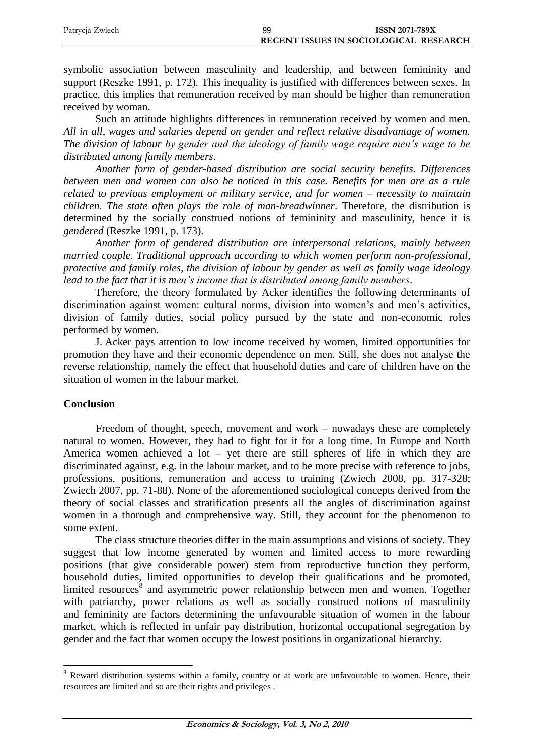symbolic association between masculinity and leadership, and between femininity and support (Reszke 1991, p. 172). This inequality is justified with differences between sexes. In practice, this implies that remuneration received by man should be higher than remuneration received by woman.

Such an attitude highlights differences in remuneration received by women and men. *All in all, wages and salaries depend on gender and reflect relative disadvantage of women. The division of labour by gender and the ideology of family wage require men's wage to be distributed among family members*.

*Another form of gender-based distribution are social security benefits. Differences between men and women can also be noticed in this case. Benefits for men are as a rule related to previous employment or military service, and for women – necessity to maintain children. The state often plays the role of man-breadwinner*. Therefore, the distribution is determined by the socially construed notions of femininity and masculinity, hence it is *gendered* (Reszke 1991, p. 173).

*Another form of gendered distribution are interpersonal relations, mainly between married couple. Traditional approach according to which women perform non-professional, protective and family roles, the division of labour by gender as well as family wage ideology lead to the fact that it is men's income that is distributed among family members*.

Therefore, the theory formulated by Acker identifies the following determinants of discrimination against women: cultural norms, division into women's and men's activities, division of family duties, social policy pursued by the state and non-economic roles performed by women.

J. Acker pays attention to low income received by women, limited opportunities for promotion they have and their economic dependence on men. Still, she does not analyse the reverse relationship, namely the effect that household duties and care of children have on the situation of women in the labour market.

## Conclusion

Freedom of thought, speech, movement and work – nowadays these are completely natural to women. However, they had to fight for it for a long time. In Europe and North America women achieved a lot – yet there are still spheres of life in which they are discriminated against, e.g. in the labour market, and to be more precise with reference to jobs, professions, positions, remuneration and access to training (Zwiech 2008, pp. 317-328; Zwiech 2007, pp. 71-88). None of the aforementioned sociological concepts derived from the theory of social classes and stratification presents all the angles of discrimination against women in a thorough and comprehensive way. Still, they account for the phenomenon to some extent.

The class structure theories differ in the main assumptions and visions of society. They suggest that low income generated by women and limited access to more rewarding positions (that give considerable power) stem from reproductive function they perform, household duties, limited opportunities to develop their qualifications and be promoted, limited resources[8] and asymmetric power relationship between men and women. Together with patriarchy, power relations as well as socially construed notions of masculinity and femininity are factors determining the unfavourable situation of women in the labour market, which is reflected in unfair pay distribution, horizontal occupational segregation by gender and the fact that women occupy the lowest positions in organizational hierarchy.

---

[8] Reward distribution systems within a family, country or at work are unfavourable to women. Hence, their resources are limited and so are their rights and privileges .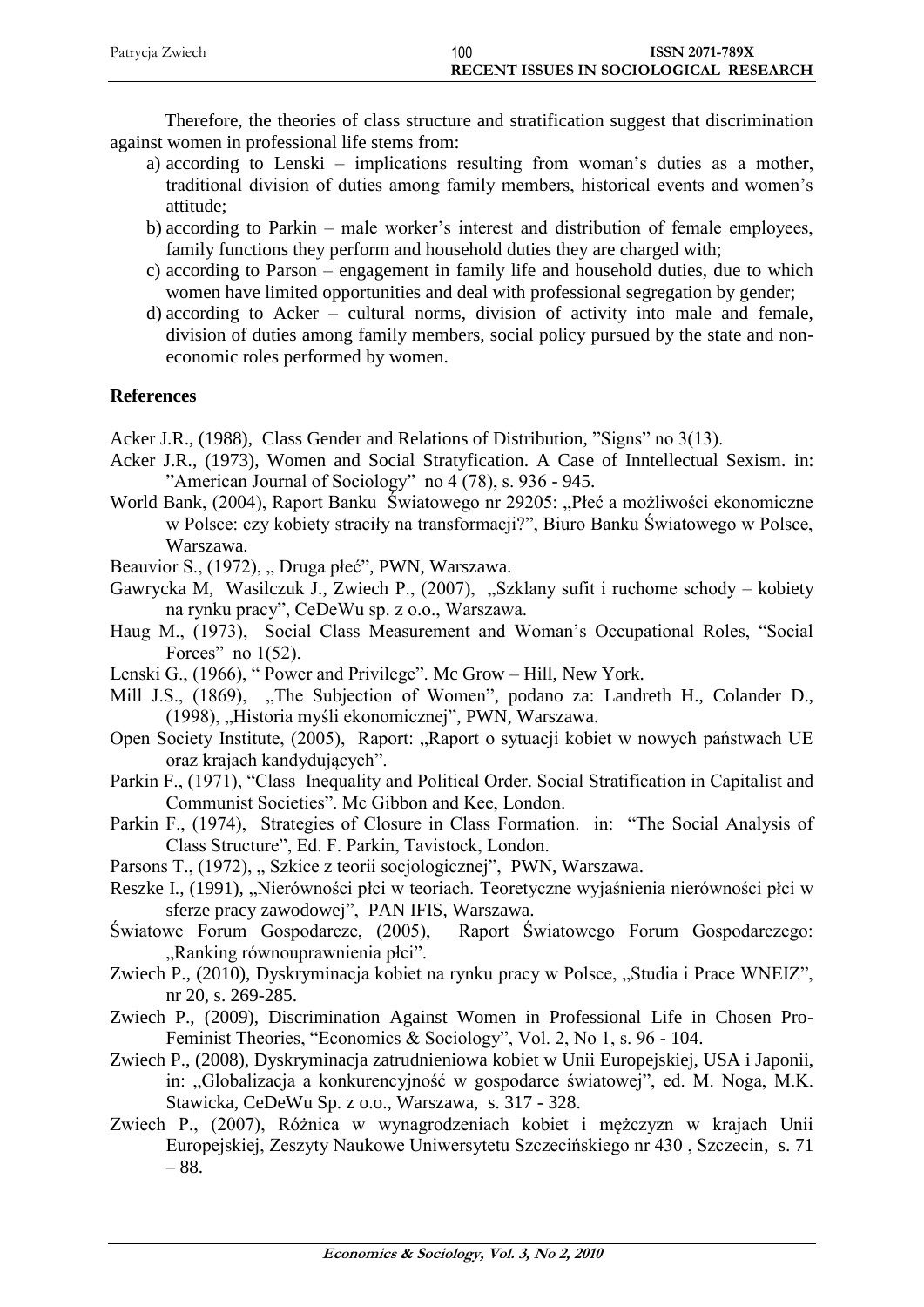Therefore, the theories of class structure and stratification suggest that discrimination against women in professional life stems from:

a) according to Lenski – implications resulting from woman's duties as a mother, traditional division of duties among family members, historical events and women's attitude;
b) according to Parkin – male worker's interest and distribution of female employees, family functions they perform and household duties they are charged with;
c) according to Parson – engagement in family life and household duties, due to which women have limited opportunities and deal with professional segregation by gender;
d) according to Acker – cultural norms, division of activity into male and female, division of duties among family members, social policy pursued by the state and non-economic roles performed by women.

## References

Acker J.R., (1988), Class Gender and Relations of Distribution, "Signs" no 3(13).

Acker J.R., (1973), Women and Social Stratyfication. A Case of Inntellectual Sexism. in: "American Journal of Sociology" no 4 (78), s. 936 - 945.

World Bank, (2004), Raport Banku Światowego nr 29205: „Płeć a możliwości ekonomiczne w Polsce: czy kobiety straciły na transformacji?", Biuro Banku Światowego w Polsce, Warszawa.

Beauvior S., (1972), „ Druga płeć", PWN, Warszawa.

Gawrycka M, Wasilczuk J., Zwiech P., (2007), „Szklany sufit i ruchome schody – kobiety na rynku pracy", CeDeWu sp. z o.o., Warszawa.

Haug M., (1973), Social Class Measurement and Woman's Occupational Roles, "Social Forces" no 1(52).

Lenski G., (1966), " Power and Privilege". Mc Grow – Hill, New York.

Mill J.S., (1869), „The Subjection of Women", podano za: Landreth H., Colander D., (1998), „Historia myśli ekonomicznej", PWN, Warszawa.

Open Society Institute, (2005), Raport: „Raport o sytuacji kobiet w nowych państwach UE oraz krajach kandydujących".

Parkin F., (1971), "Class Inequality and Political Order. Social Stratification in Capitalist and Communist Societies". Mc Gibbon and Kee, London.

Parkin F., (1974), Strategies of Closure in Class Formation. in: "The Social Analysis of Class Structure", Ed. F. Parkin, Tavistock, London.

Parsons T., (1972), „ Szkice z teorii socjologicznej", PWN, Warszawa.

Reszke I., (1991), „Nierówności płci w teoriach. Teoretyczne wyjaśnienia nierówności płci w sferze pracy zawodowej", PAN IFIS, Warszawa.

Światowe Forum Gospodarcze, (2005), Raport Światowego Forum Gospodarczego: „Ranking równouprawnienia płci".

Zwiech P., (2010), Dyskryminacja kobiet na rynku pracy w Polsce, „Studia i Prace WNEIZ", nr 20, s. 269-285.

Zwiech P., (2009), Discrimination Against Women in Professional Life in Chosen Pro-Feminist Theories, "Economics & Sociology", Vol. 2, No 1, s. 96 - 104.

Zwiech P., (2008), Dyskryminacja zatrudnieniowa kobiet w Unii Europejskiej, USA i Japonii, in: „Globalizacja a konkurencyjność w gospodarce światowej", ed. M. Noga, M.K. Stawicka, CeDeWu Sp. z o.o., Warszawa, s. 317 - 328.

Zwiech P., (2007), Różnica w wynagrodzeniach kobiet i mężczyzn w krajach Unii Europejskiej, Zeszyty Naukowe Uniwersytetu Szczecińskiego nr 430 , Szczecin, s. 71 – 88.